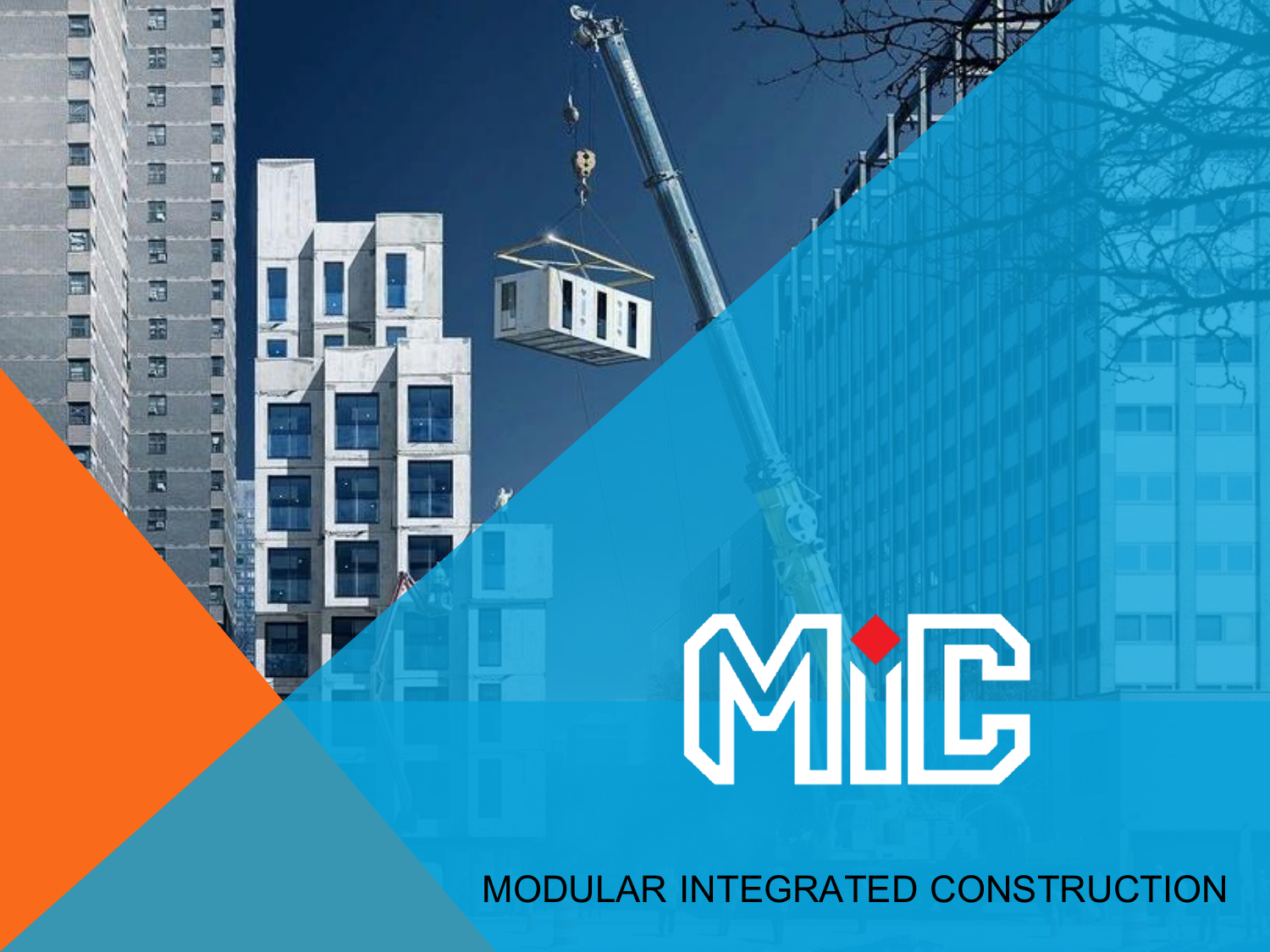# MiC

MODULAR INTEGRATED CONSTRUCTION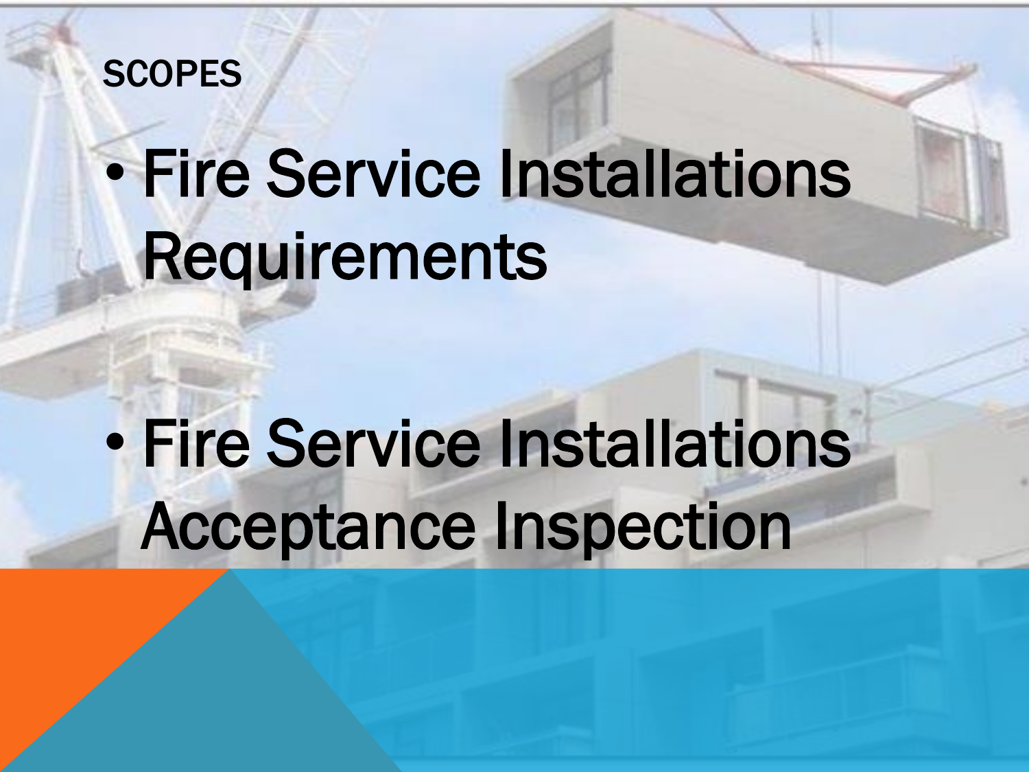# SCOPES

- Fire Service Installations Requirements
- Fire Service Installations Acceptance Inspection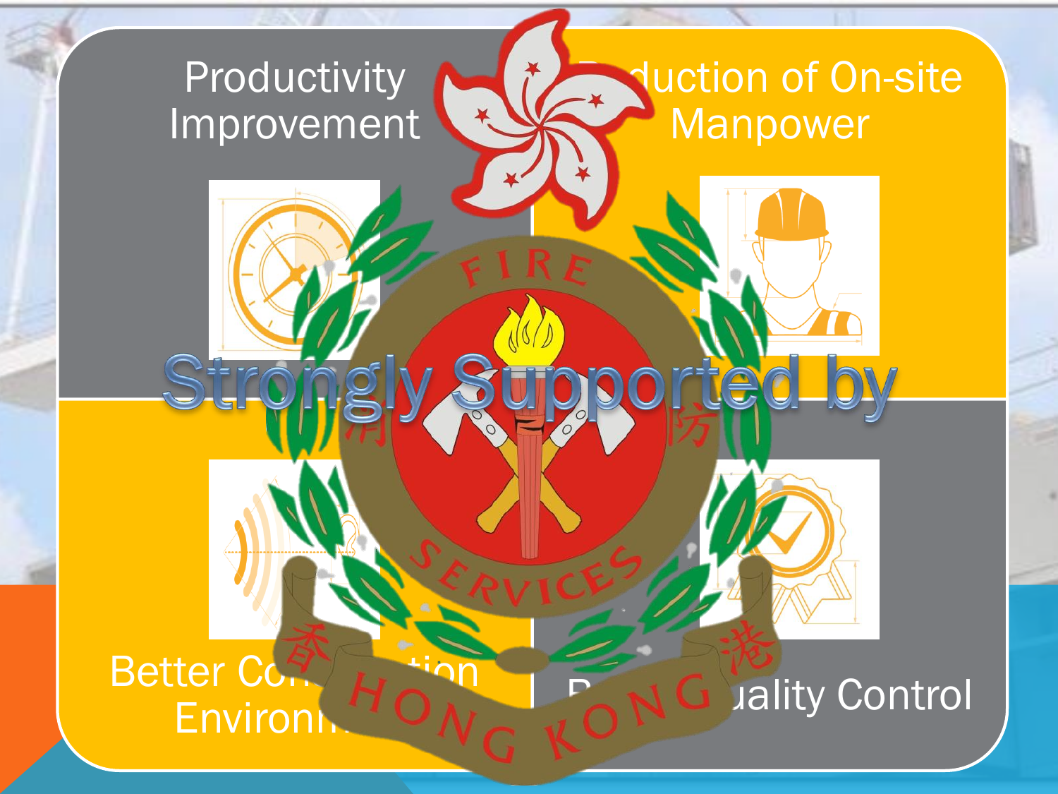Productivity Improvement

Reduction of On-site Manpower

Strongly Supported by

FIRE SERVICES

消防

香港 HONG KONG

Better Construction Environment

Better Quality Control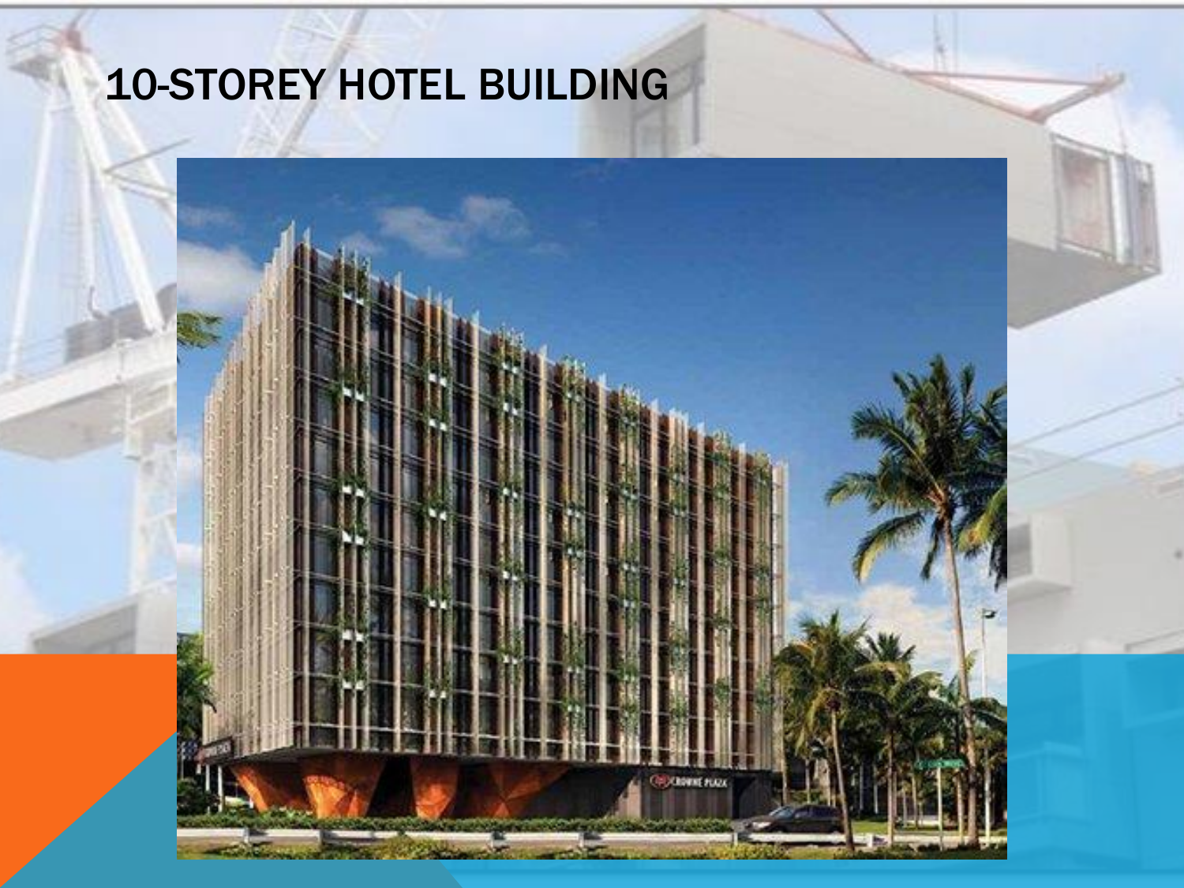# 10-STOREY HOTEL BUILDING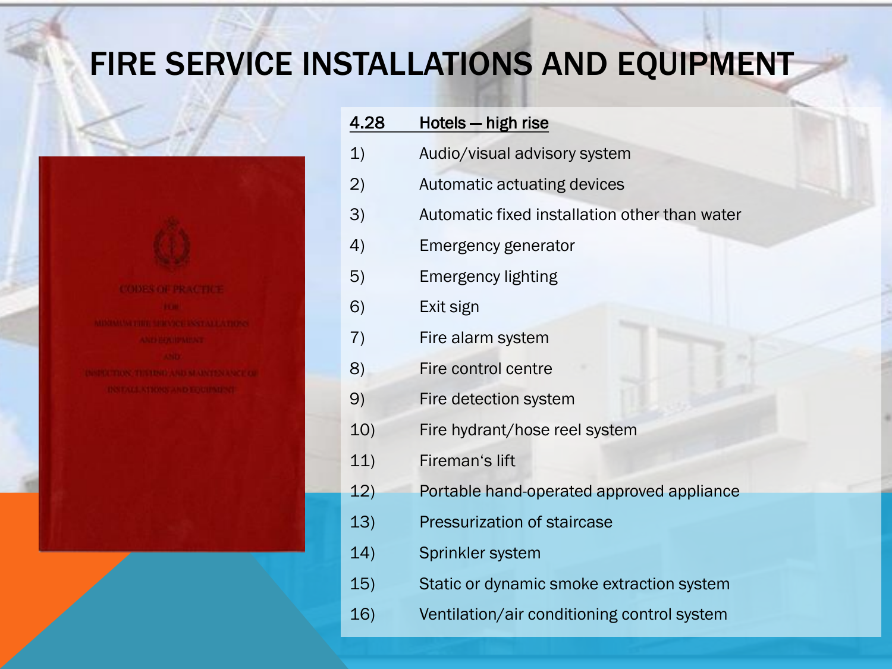# FIRE SERVICE INSTALLATIONS AND EQUIPMENT

CODES OF PRACTICE FOR MINIMUM FIRE SERVICE INSTALLATIONS AND EQUIPMENT AND INSPECTION, TESTING AND MAINTENANCE OF INSTALLATIONS AND EQUIPMENT

**4.28 Hotels — high rise**

1) Audio/visual advisory system
2) Automatic actuating devices
3) Automatic fixed installation other than water
4) Emergency generator
5) Emergency lighting
6) Exit sign
7) Fire alarm system
8) Fire control centre
9) Fire detection system
10) Fire hydrant/hose reel system
11) Fireman's lift
12) Portable hand-operated approved appliance
13) Pressurization of staircase
14) Sprinkler system
15) Static or dynamic smoke extraction system
16) Ventilation/air conditioning control system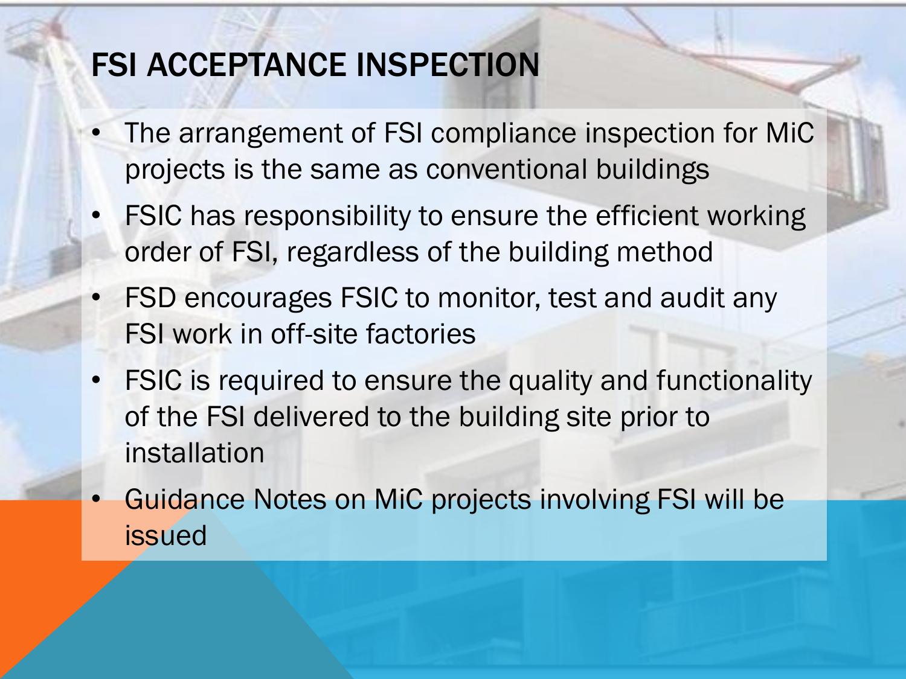# FSI ACCEPTANCE INSPECTION

- The arrangement of FSI compliance inspection for MiC projects is the same as conventional buildings
- FSIC has responsibility to ensure the efficient working order of FSI, regardless of the building method
- FSD encourages FSIC to monitor, test and audit any FSI work in off-site factories
- FSIC is required to ensure the quality and functionality of the FSI delivered to the building site prior to installation
- Guidance Notes on MiC projects involving FSI will be issued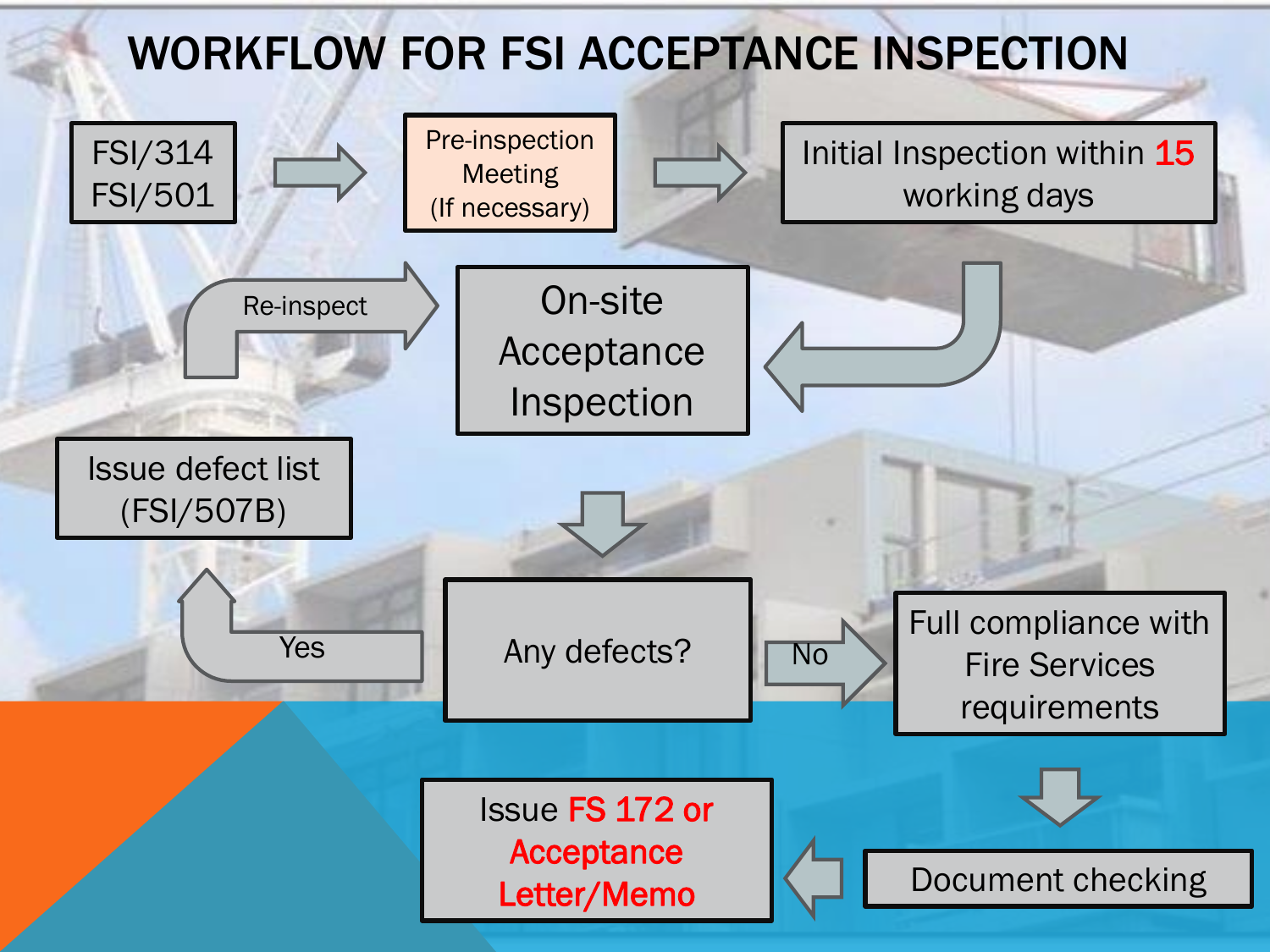# WORKFLOW FOR FSI ACCEPTANCE INSPECTION

FSI/314
FSI/501

Pre-inspection Meeting (If necessary)

Initial Inspection within 15 working days

On-site Acceptance Inspection

Re-inspect

Issue defect list (FSI/507B)

Any defects?

Yes

No

Full compliance with Fire Services requirements

Document checking

Issue FS 172 or Acceptance Letter/Memo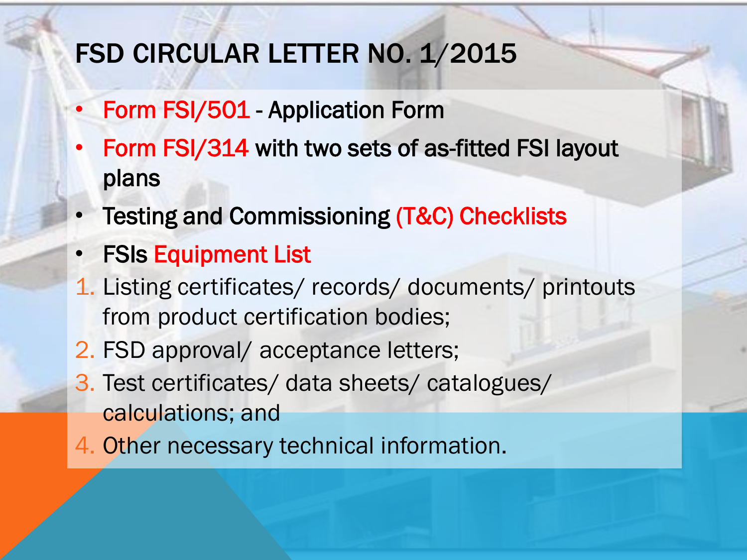# FSD CIRCULAR LETTER NO. 1/2015

- Form FSI/501 - Application Form
- Form FSI/314 with two sets of as-fitted FSI layout plans
- Testing and Commissioning (T&C) Checklists
- FSIs Equipment List

1. Listing certificates/ records/ documents/ printouts from product certification bodies;
2. FSD approval/ acceptance letters;
3. Test certificates/ data sheets/ catalogues/ calculations; and
4. Other necessary technical information.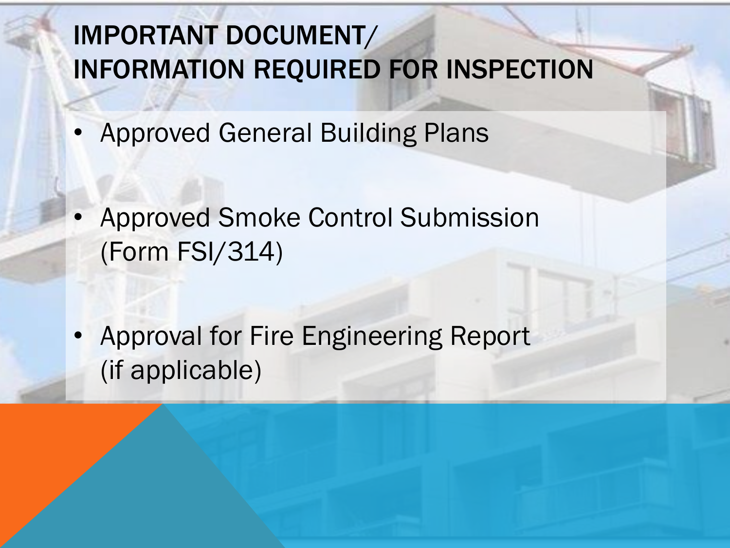# IMPORTANT DOCUMENT/ INFORMATION REQUIRED FOR INSPECTION

- Approved General Building Plans
- Approved Smoke Control Submission (Form FSI/314)
- Approval for Fire Engineering Report (if applicable)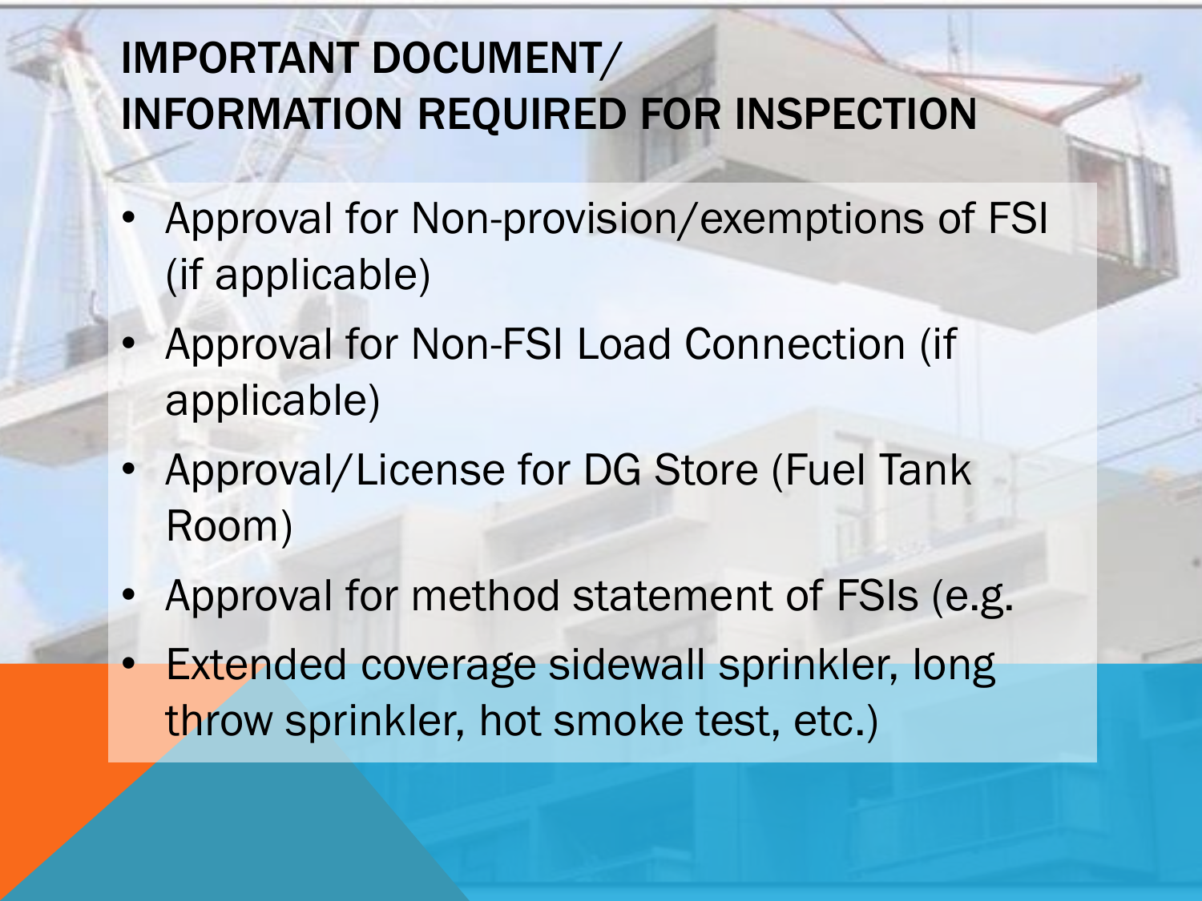# IMPORTANT DOCUMENT/ INFORMATION REQUIRED FOR INSPECTION

- Approval for Non-provision/exemptions of FSI (if applicable)
- Approval for Non-FSI Load Connection (if applicable)
- Approval/License for DG Store (Fuel Tank Room)
- Approval for method statement of FSIs (e.g.
- Extended coverage sidewall sprinkler, long throw sprinkler, hot smoke test, etc.)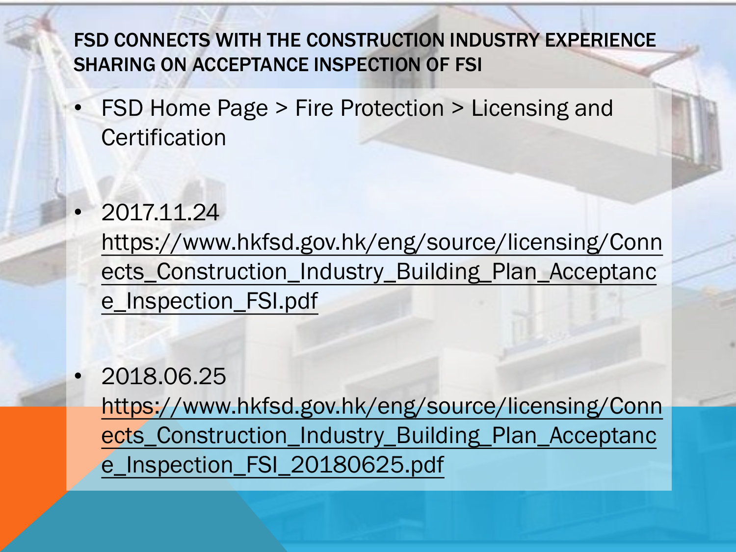# FSD CONNECTS WITH THE CONSTRUCTION INDUSTRY EXPERIENCE SHARING ON ACCEPTANCE INSPECTION OF FSI

- FSD Home Page > Fire Protection > Licensing and Certification

- 2017.11.24 https://www.hkfsd.gov.hk/eng/source/licensing/Connects_Construction_Industry_Building_Plan_Acceptance_Inspection_FSI.pdf

- 2018.06.25 https://www.hkfsd.gov.hk/eng/source/licensing/Connects_Construction_Industry_Building_Plan_Acceptance_Inspection_FSI_20180625.pdf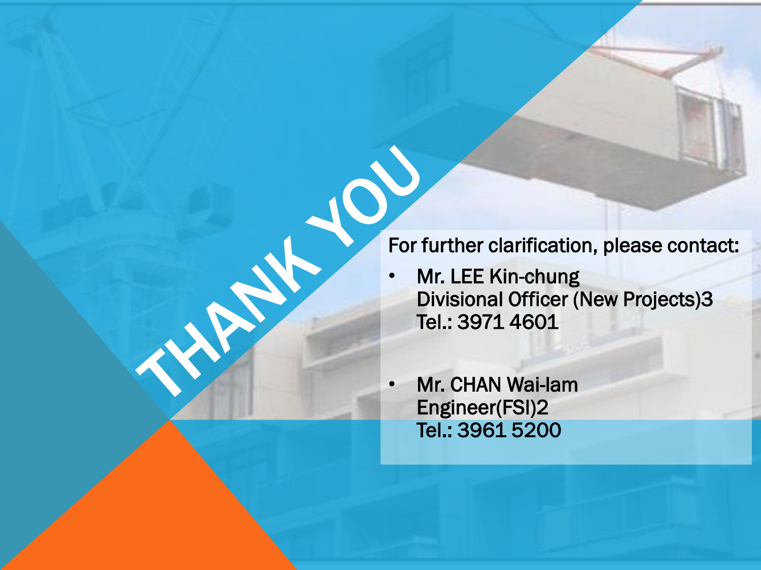# THANK YOU

For further clarification, please contact:

- Mr. LEE Kin-chung
  Divisional Officer (New Projects)3
  Tel.: 3971 4601

- Mr. CHAN Wai-lam
  Engineer(FSI)2
  Tel.: 3961 5200